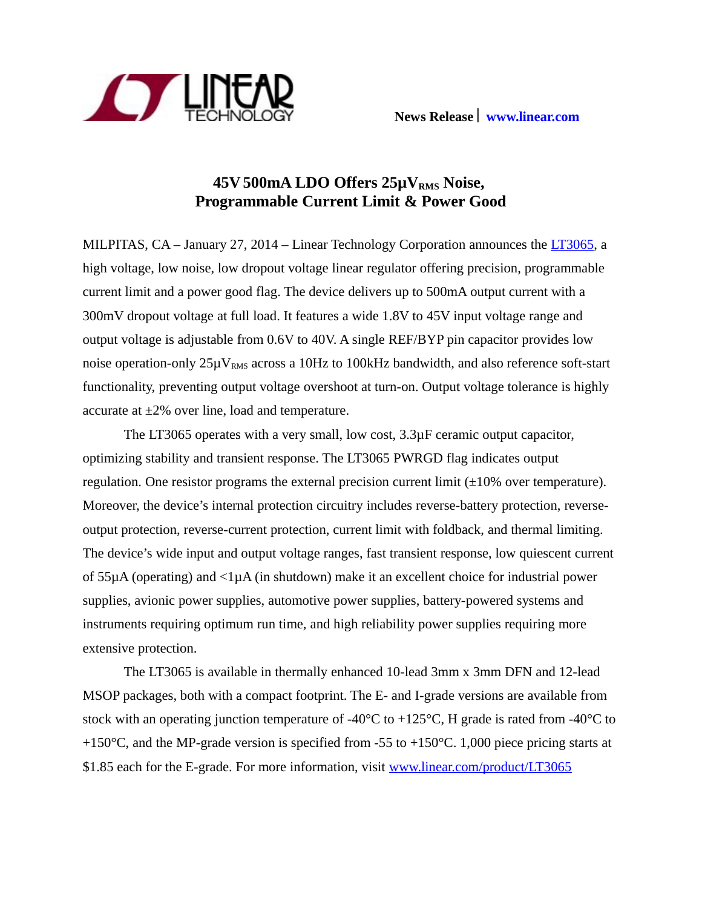News Release | www.linear.com

# 45V 500mA LDO Offers 25µ$V_{RMS}$ Noise, Programmable Current Limit & Power Good

MILPITAS, CA – January 27, 2014 – Linear Technology Corporation announces the [LT3065](http://www.linear.com/product/LT3065), a high voltage, low noise, low dropout voltage linear regulator offering precision, programmable current limit and a power good flag. The device delivers up to 500mA output current with a 300mV dropout voltage at full load. It features a wide 1.8V to 45V input voltage range and output voltage is adjustable from 0.6V to 40V. A single REF/BYP pin capacitor provides low noise operation-only 25µ$V_{RMS}$ across a 10Hz to 100kHz bandwidth, and also reference soft-start functionality, preventing output voltage overshoot at turn-on. Output voltage tolerance is highly accurate at ±2% over line, load and temperature.

The LT3065 operates with a very small, low cost, 3.3µF ceramic output capacitor, optimizing stability and transient response. The LT3065 PWRGD flag indicates output regulation. One resistor programs the external precision current limit (±10% over temperature). Moreover, the device's internal protection circuitry includes reverse-battery protection, reverse-output protection, reverse-current protection, current limit with foldback, and thermal limiting. The device's wide input and output voltage ranges, fast transient response, low quiescent current of 55µA (operating) and <1µA (in shutdown) make it an excellent choice for industrial power supplies, avionic power supplies, automotive power supplies, battery-powered systems and instruments requiring optimum run time, and high reliability power supplies requiring more extensive protection.

The LT3065 is available in thermally enhanced 10-lead 3mm x 3mm DFN and 12-lead MSOP packages, both with a compact footprint. The E- and I-grade versions are available from stock with an operating junction temperature of -40°C to +125°C, H grade is rated from -40°C to +150°C, and the MP-grade version is specified from -55 to +150°C. 1,000 piece pricing starts at $1.85 each for the E-grade. For more information, visit [www.linear.com/product/LT3065](http://www.linear.com/product/LT3065)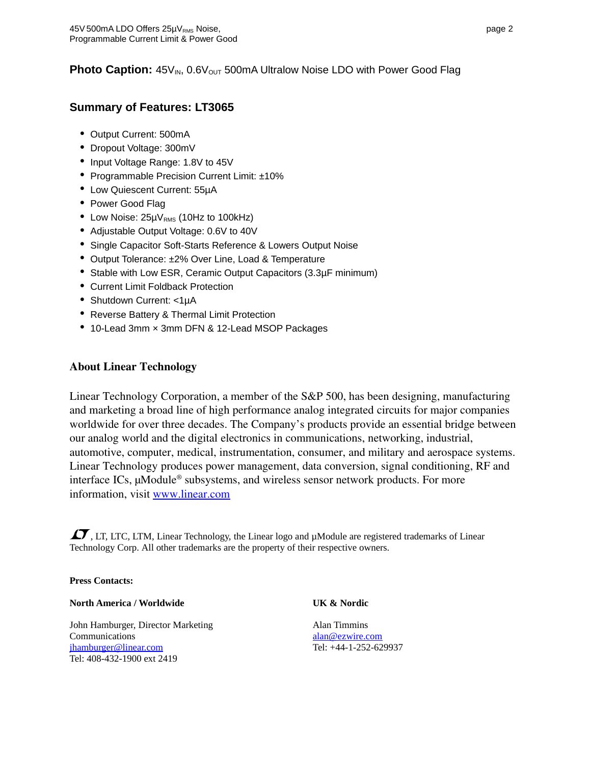**Photo Caption:** $45V_{IN}$, $0.6V_{OUT}$ 500mA Ultralow Noise LDO with Power Good Flag

## Summary of Features: LT3065

- Output Current: 500mA
- Dropout Voltage: 300mV
- Input Voltage Range: 1.8V to 45V
- Programmable Precision Current Limit: ±10%
- Low Quiescent Current: 55µA
- Power Good Flag
- Low Noise: $25\mu V_{RMS}$ (10Hz to 100kHz)
- Adjustable Output Voltage: 0.6V to 40V
- Single Capacitor Soft-Starts Reference & Lowers Output Noise
- Output Tolerance: ±2% Over Line, Load & Temperature
- Stable with Low ESR, Ceramic Output Capacitors (3.3µF minimum)
- Current Limit Foldback Protection
- Shutdown Current: <1µA
- Reverse Battery & Thermal Limit Protection
- 10-Lead 3mm × 3mm DFN & 12-Lead MSOP Packages

## About Linear Technology

Linear Technology Corporation, a member of the S&P 500, has been designing, manufacturing and marketing a broad line of high performance analog integrated circuits for major companies worldwide for over three decades. The Company's products provide an essential bridge between our analog world and the digital electronics in communications, networking, industrial, automotive, computer, medical, instrumentation, consumer, and military and aerospace systems. Linear Technology produces power management, data conversion, signal conditioning, RF and interface ICs, µModule® subsystems, and wireless sensor network products. For more information, visit www.linear.com

LT, LT, LTC, LTM, Linear Technology, the Linear logo and µModule are registered trademarks of Linear Technology Corp. All other trademarks are the property of their respective owners.

**Press Contacts:**

**North America / Worldwide**

John Hamburger, Director Marketing Communications
jhamburger@linear.com
Tel: 408-432-1900 ext 2419

**UK & Nordic**

Alan Timmins
alan@ezwire.com
Tel: +44-1-252-629937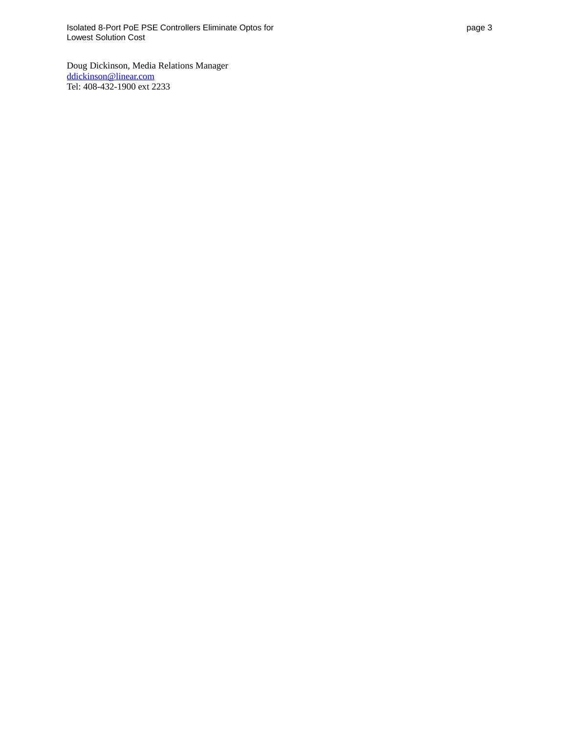Doug Dickinson, Media Relations Manager
ddickinson@linear.com
Tel: 408-432-1900 ext 2233